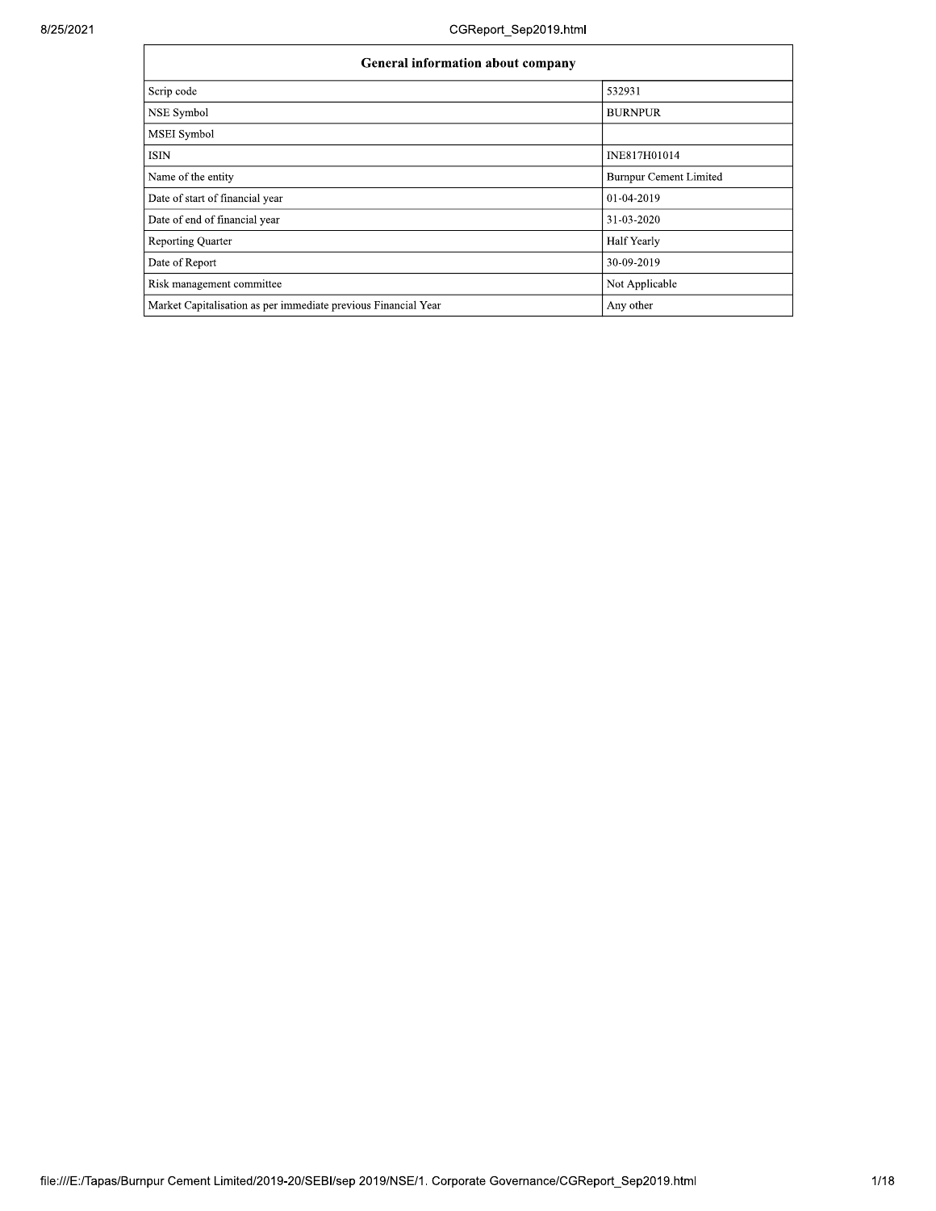| General information about company | |
| --- | --- |
| Scrip code | 532931 |
| NSE Symbol | BURNPUR |
| MSEI Symbol | |
| ISIN | INE817H01014 |
| Name of the entity | Burnpur Cement Limited |
| Date of start of financial year | 01-04-2019 |
| Date of end of financial year | 31-03-2020 |
| Reporting Quarter | Half Yearly |
| Date of Report | 30-09-2019 |
| Risk management committee | Not Applicable |
| Market Capitalisation as per immediate previous Financial Year | Any other |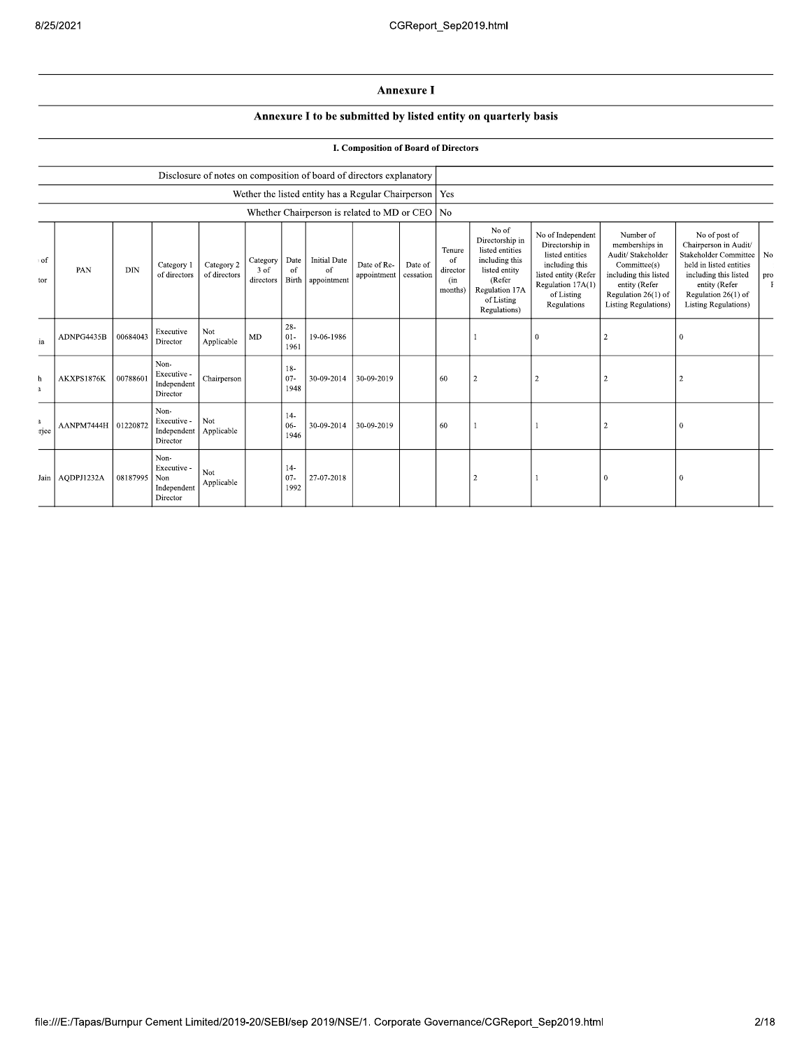## Annexure I

### Annexure I to be submitted by listed entity on quarterly basis

#### I. Composition of Board of Directors

| | |
|---|---|
| Disclosure of notes on composition of board of directors explanatory | |
| Wether the listed entity has a Regular Chairperson | Yes |
| Whether Chairperson is related to MD or CEO | No |

| of tor | PAN | DIN | Category 1 of directors | Category 2 of directors | Category 3 of directors | Date of Birth | Initial Date of appointment | Date of Re-appointment | Date of cessation | Tenure of director (in months) | No of Directorship in listed entities including this listed entity (Refer Regulation 17A of Listing Regulations) | No of Independent Directorship in listed entities including this listed entity (Refer Regulation 17A(1) of Listing Regulations | Number of memberships in Audit/ Stakeholder Committee(s) including this listed entity (Refer Regulation 26(1) of Listing Regulations) | No of post of Chairperson in Audit/ Stakeholder Committee held in listed entities including this listed entity (Refer Regulation 26(1) of Listing Regulations) | No pro I |
|---|---|---|---|---|---|---|---|---|---|---|---|---|---|---|---|
| ia | ADNPG4435B | 00684043 | Executive Director | Not Applicable | MD | 28-01-1961 | 19-06-1986 | | | | 1 | 0 | 2 | 0 | |
| h a | AKXPS1876K | 00788601 | Non-Executive - Independent Director | Chairperson | | 18-07-1948 | 30-09-2014 | 30-09-2019 | | 60 | 2 | 2 | 2 | 2 | |
| a rjee | AANPM7444H | 01220872 | Non-Executive - Independent Director | Not Applicable | | 14-06-1946 | 30-09-2014 | 30-09-2019 | | 60 | 1 | 1 | 2 | 0 | |
| Jain | AQDPJ1232A | 08187995 | Non-Executive - Non Independent Director | Not Applicable | | 14-07-1992 | 27-07-2018 | | | | 2 | 1 | 0 | 0 | |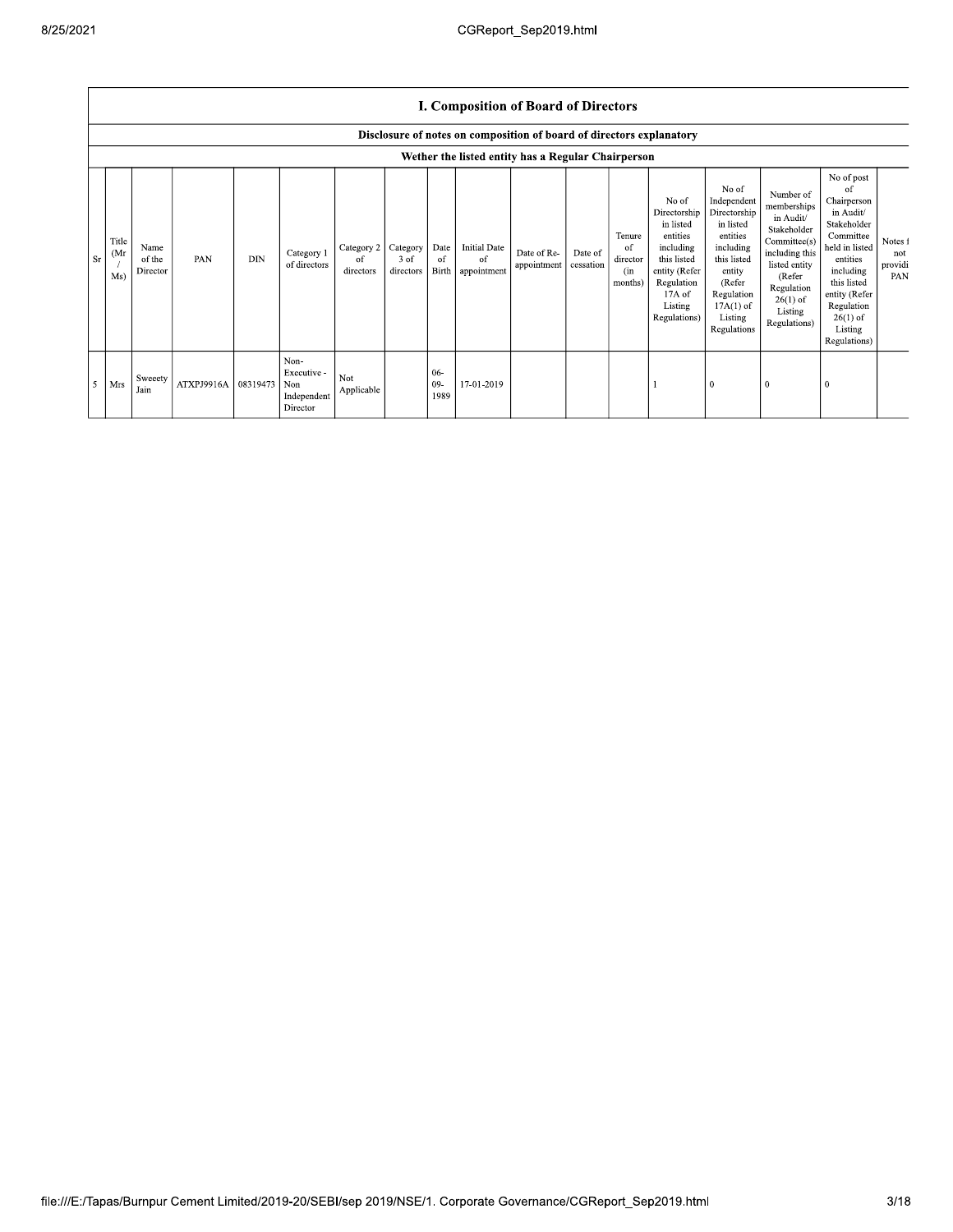## I. Composition of Board of Directors

**Disclosure of notes on composition of board of directors explanatory**

**Wether the listed entity has a Regular Chairperson**

| Sr | Title (Mr / Ms) | Name of the Director | PAN | DIN | Category 1 of directors | Category 2 of directors | Category 3 of directors | Date of Birth | Initial Date of appointment | Date of Re-appointment | Date of cessation | Tenure of director (in months) | No of Directorship in listed entities including this listed entity (Refer Regulation 17A of Listing Regulations) | No of Independent Directorship in listed entities including this listed entity (Refer Regulation 17A(1) of Listing Regulations | Number of memberships in Audit/ Stakeholder Committee(s) including this listed entity (Refer Regulation 26(1) of Listing Regulations) | No of post of Chairperson in Audit/ Stakeholder Committee held in listed entities including this listed entity (Refer Regulation 26(1) of Listing Regulations) | Notes for not providing PAN |
|---|---|---|---|---|---|---|---|---|---|---|---|---|---|---|---|---|---|
| 5 | Mrs | Sweeety Jain | ATXPJ9916A | 08319473 | Non-Executive - Non Independent Director | Not Applicable | | 06-09-1989 | 17-01-2019 | | | | 1 | 0 | 0 | 0 | |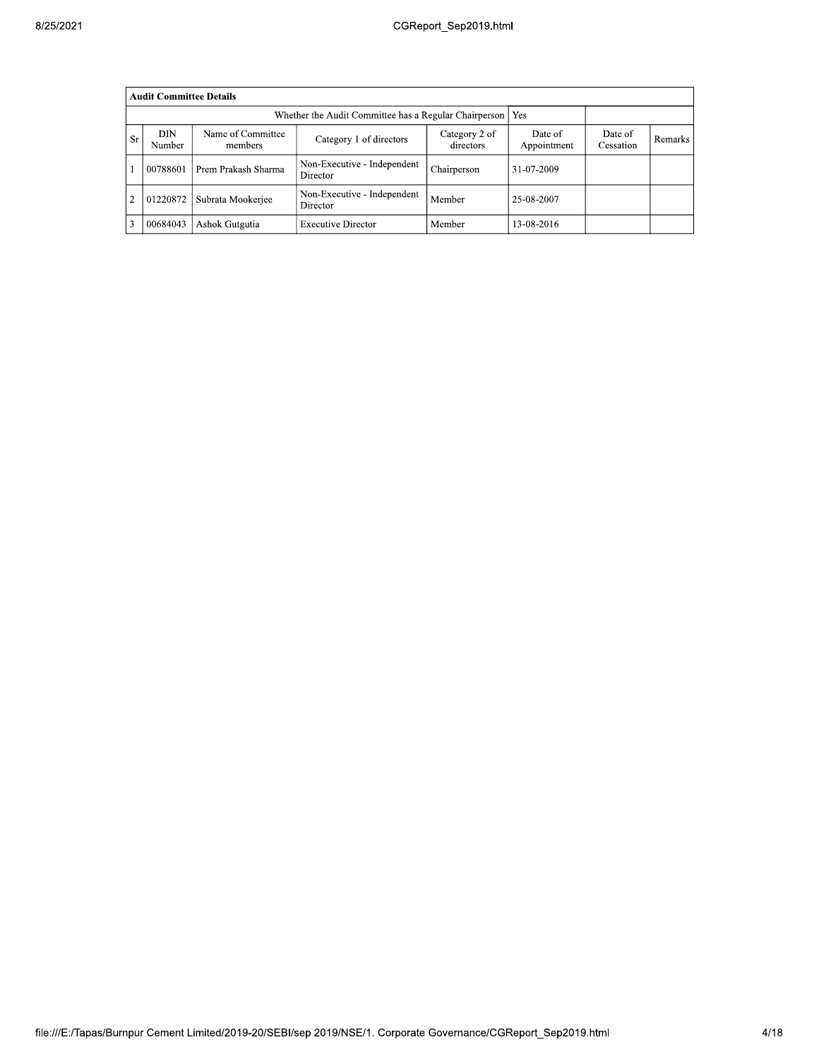| Audit Committee Details | | | | | | | |
|---|---|---|---|---|---|---|---|
| Whether the Audit Committee has a Regular Chairperson | | | | | Yes | | |
| Sr | DIN Number | Name of Committee members | Category 1 of directors | Category 2 of directors | Date of Appointment | Date of Cessation | Remarks |
| 1 | 00788601 | Prem Prakash Sharma | Non-Executive - Independent Director | Chairperson | 31-07-2009 | | |
| 2 | 01220872 | Subrata Mookerjee | Non-Executive - Independent Director | Member | 25-08-2007 | | |
| 3 | 00684043 | Ashok Gutgutia | Executive Director | Member | 13-08-2016 | | |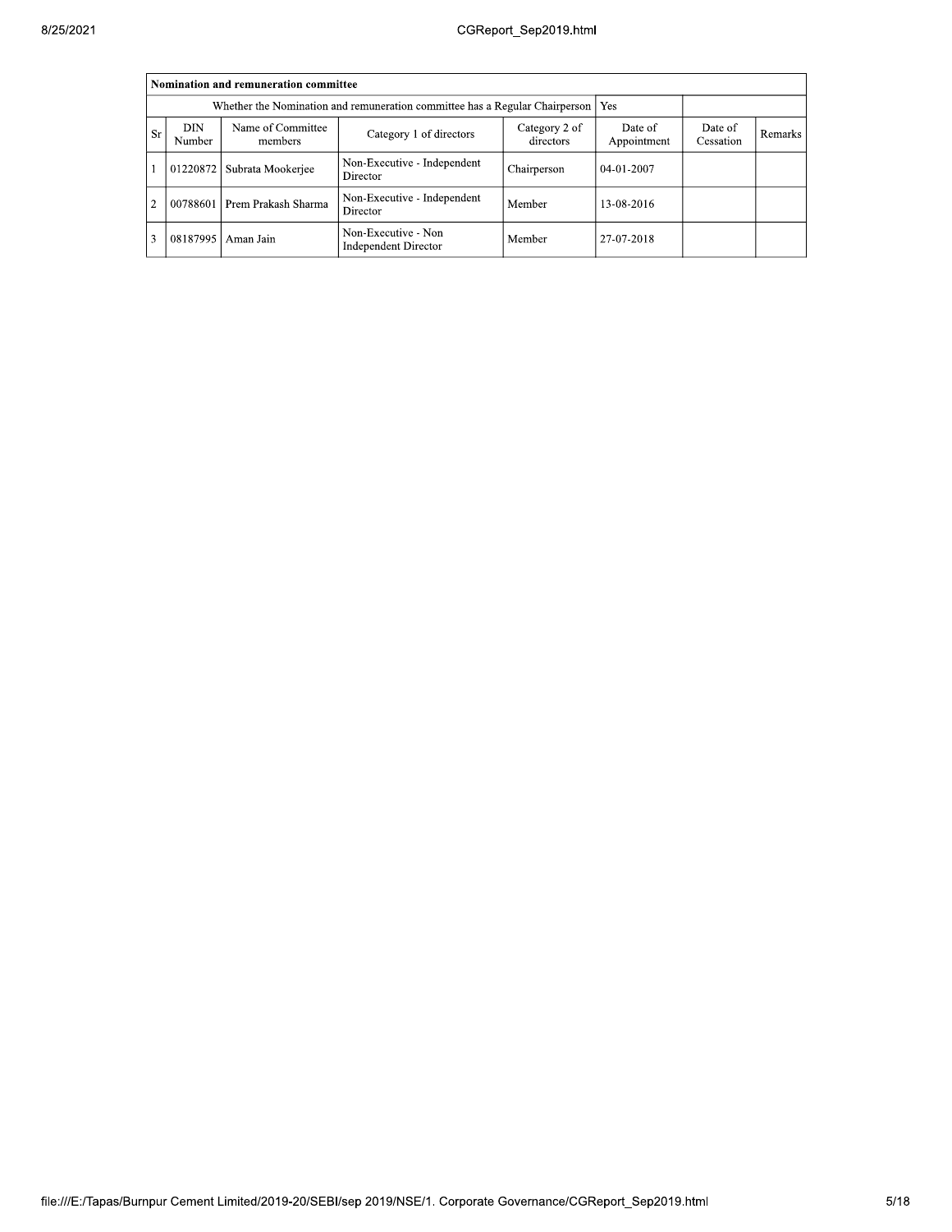| Nomination and remuneration committee | | | | | | | |
|---|---|---|---|---|---|---|---|
| Whether the Nomination and remuneration committee has a Regular Chairperson | | | | | Yes | | |
| Sr | DIN Number | Name of Committee members | Category 1 of directors | Category 2 of directors | Date of Appointment | Date of Cessation | Remarks |
| 1 | 01220872 | Subrata Mookerjee | Non-Executive - Independent Director | Chairperson | 04-01-2007 | | |
| 2 | 00788601 | Prem Prakash Sharma | Non-Executive - Independent Director | Member | 13-08-2016 | | |
| 3 | 08187995 | Aman Jain | Non-Executive - Non Independent Director | Member | 27-07-2018 | | |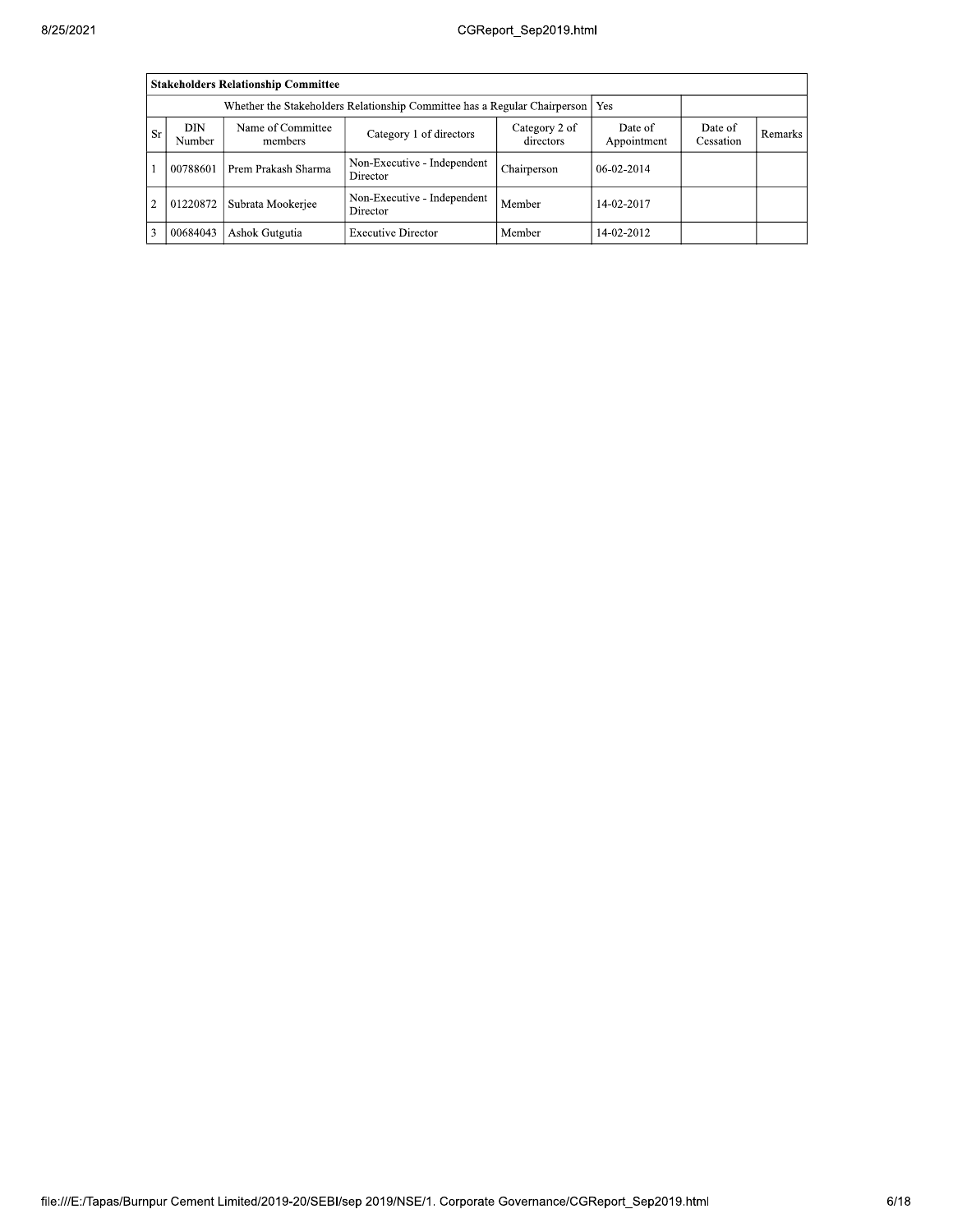| Stakeholders Relationship Committee | | | | | | | |
|---|---|---|---|---|---|---|---|
| Whether the Stakeholders Relationship Committee has a Regular Chairperson | | | | | Yes | | |
| Sr | DIN Number | Name of Committee members | Category 1 of directors | Category 2 of directors | Date of Appointment | Date of Cessation | Remarks |
| 1 | 00788601 | Prem Prakash Sharma | Non-Executive - Independent Director | Chairperson | 06-02-2014 | | |
| 2 | 01220872 | Subrata Mookerjee | Non-Executive - Independent Director | Member | 14-02-2017 | | |
| 3 | 00684043 | Ashok Gutgutia | Executive Director | Member | 14-02-2012 | | |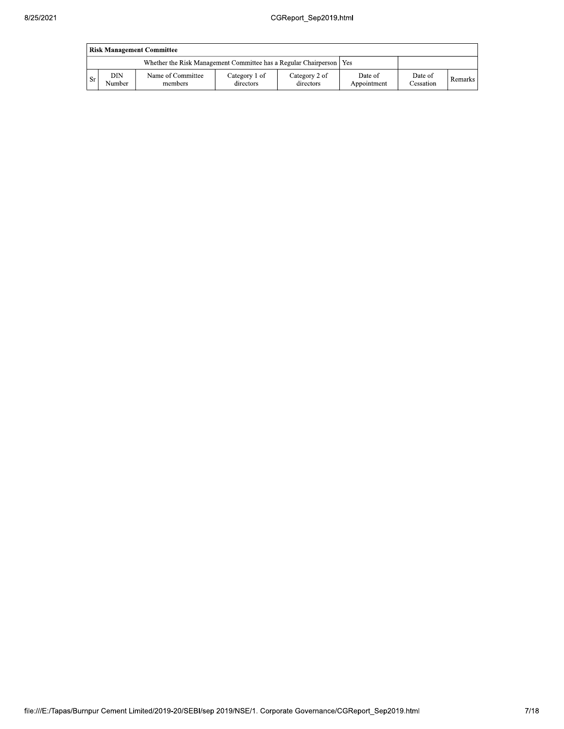| Risk Management Committee | | | | | | | |
|---|---|---|---|---|---|---|---|
| Whether the Risk Management Committee has a Regular Chairperson | | | | | Yes | | |
| Sr | DIN Number | Name of Committee members | Category 1 of directors | Category 2 of directors | Date of Appointment | Date of Cessation | Remarks |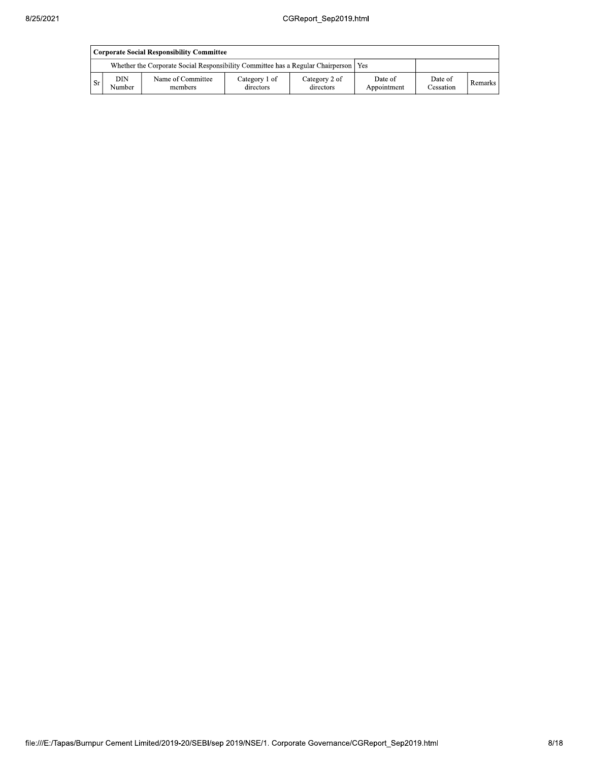| Corporate Social Responsibility Committee | | | | | | | |
|---|---|---|---|---|---|---|---|
| Whether the Corporate Social Responsibility Committee has a Regular Chairperson | | | | | Yes | | |
| Sr | DIN Number | Name of Committee members | Category 1 of directors | Category 2 of directors | Date of Appointment | Date of Cessation | Remarks |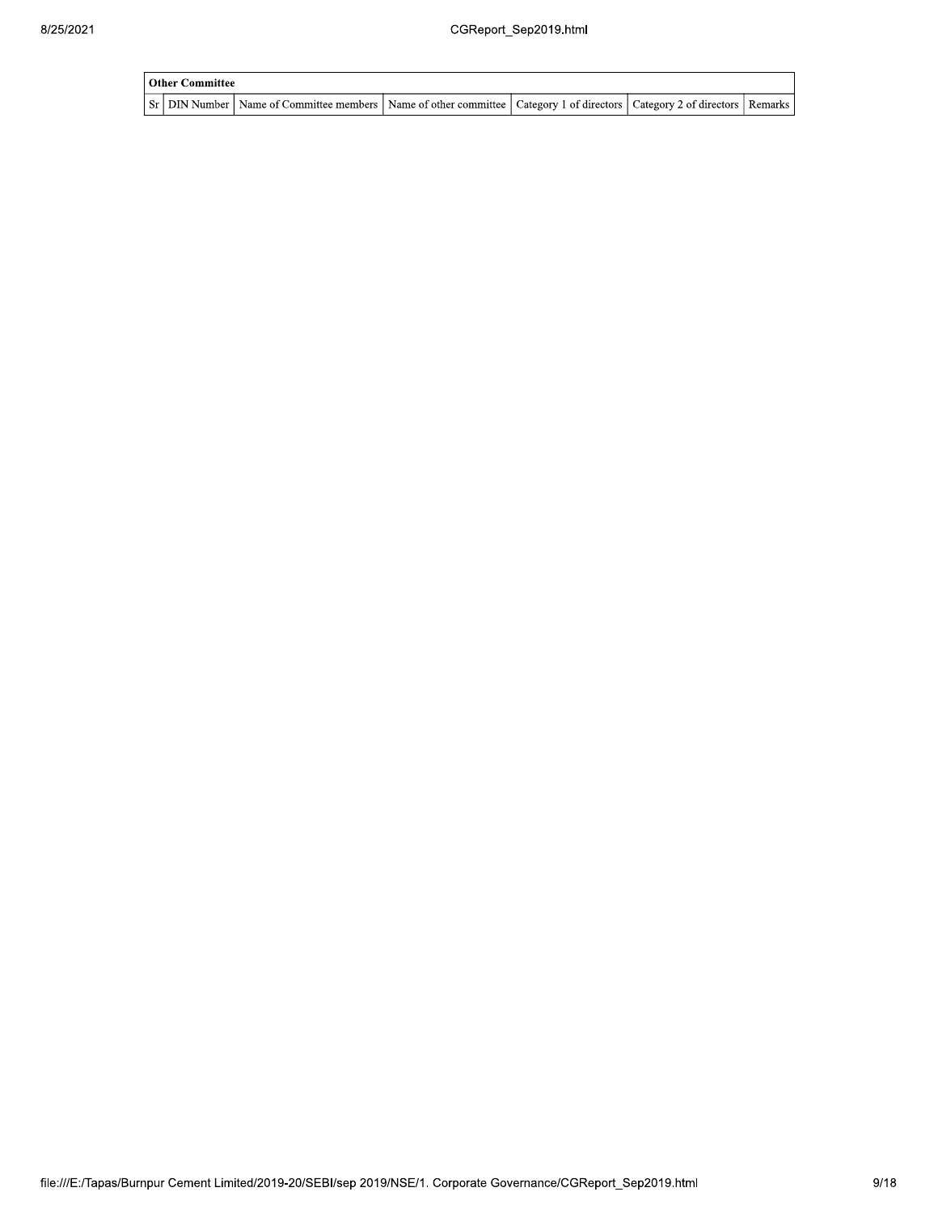| Other Committee | | | | | | |
|---|---|---|---|---|---|---|
| Sr | DIN Number | Name of Committee members | Name of other committee | Category 1 of directors | Category 2 of directors | Remarks |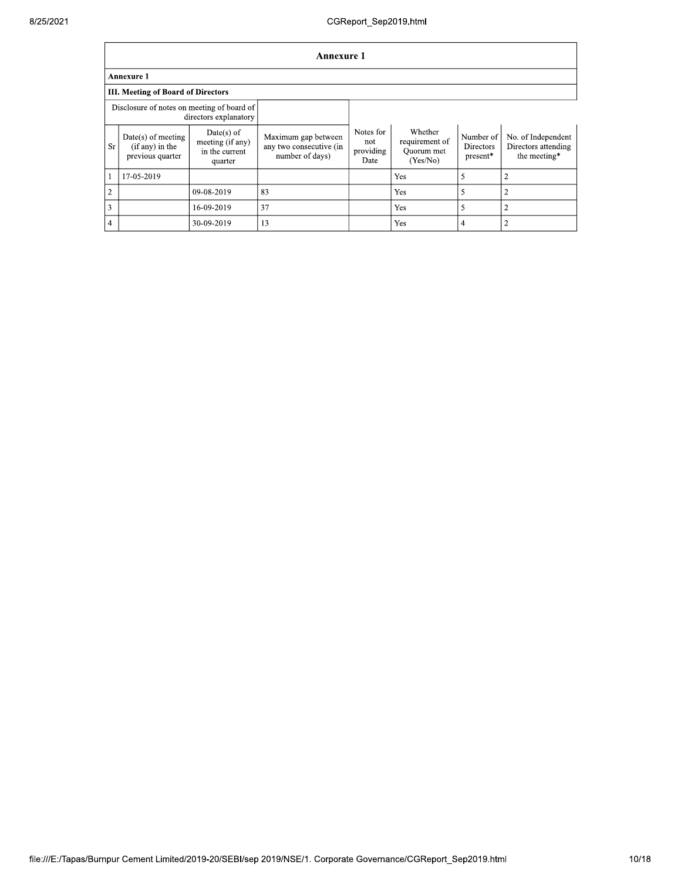## Annexure 1

**Annexure 1**

**III. Meeting of Board of Directors**

| Disclosure of notes on meeting of board of directors explanatory | | | | | | | |
|---|---|---|---|---|---|---|---|
| Sr | Date(s) of meeting (if any) in the previous quarter | Date(s) of meeting (if any) in the current quarter | Maximum gap between any two consecutive (in number of days) | Notes for not providing Date | Whether requirement of Quorum met (Yes/No) | Number of Directors present* | No. of Independent Directors attending the meeting* |
| 1 | 17-05-2019 | | | | Yes | 5 | 2 |
| 2 | | 09-08-2019 | 83 | | Yes | 5 | 2 |
| 3 | | 16-09-2019 | 37 | | Yes | 5 | 2 |
| 4 | | 30-09-2019 | 13 | | Yes | 4 | 2 |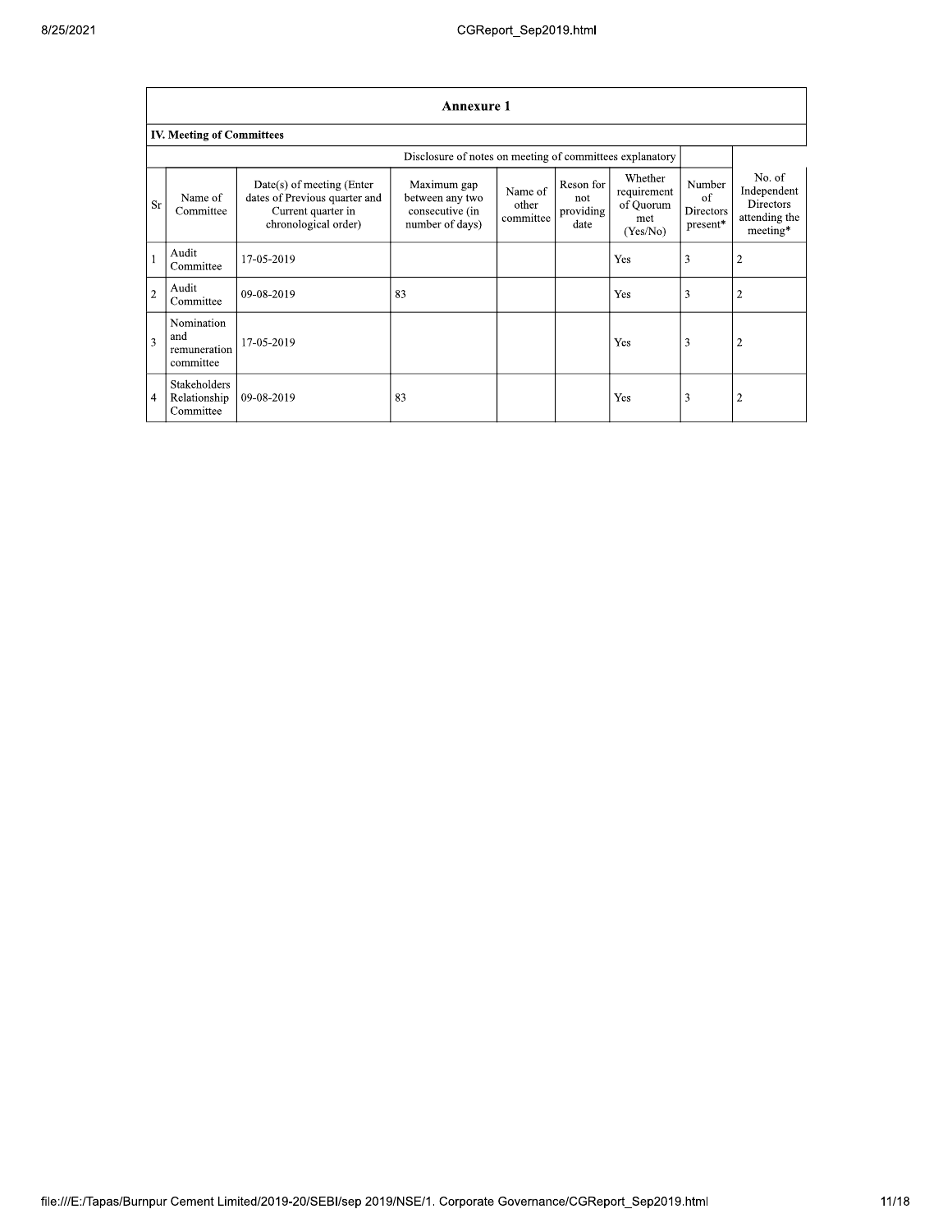## Annexure 1

### IV. Meeting of Committees

Disclosure of notes on meeting of committees explanatory

| Sr | Name of Committee | Date(s) of meeting (Enter dates of Previous quarter and Current quarter in chronological order) | Maximum gap between any two consecutive (in number of days) | Name of other committee | Reson for not providing date | Whether requirement of Quorum met (Yes/No) | Number of Directors present* | No. of Independent Directors attending the meeting* |
|---|---|---|---|---|---|---|---|---|
| 1 | Audit Committee | 17-05-2019 | | | | Yes | 3 | 2 |
| 2 | Audit Committee | 09-08-2019 | 83 | | | Yes | 3 | 2 |
| 3 | Nomination and remuneration committee | 17-05-2019 | | | | Yes | 3 | 2 |
| 4 | Stakeholders Relationship Committee | 09-08-2019 | 83 | | | Yes | 3 | 2 |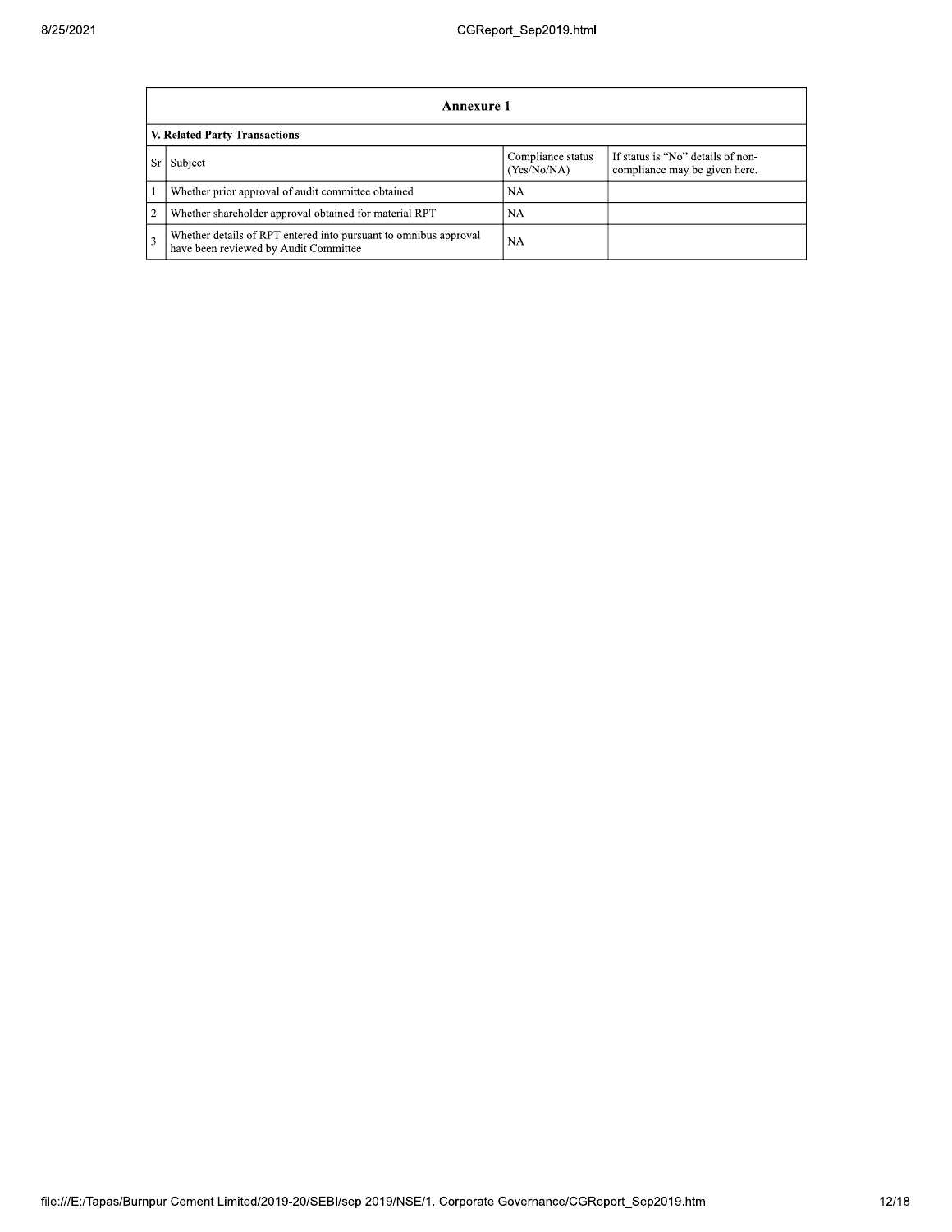| Annexure 1 | | | |
|---|---|---|---|
| **V. Related Party Transactions** | | | |
| Sr | Subject | Compliance status (Yes/No/NA) | If status is "No" details of non-compliance may be given here. |
| 1 | Whether prior approval of audit committee obtained | NA | |
| 2 | Whether shareholder approval obtained for material RPT | NA | |
| 3 | Whether details of RPT entered into pursuant to omnibus approval have been reviewed by Audit Committee | NA | |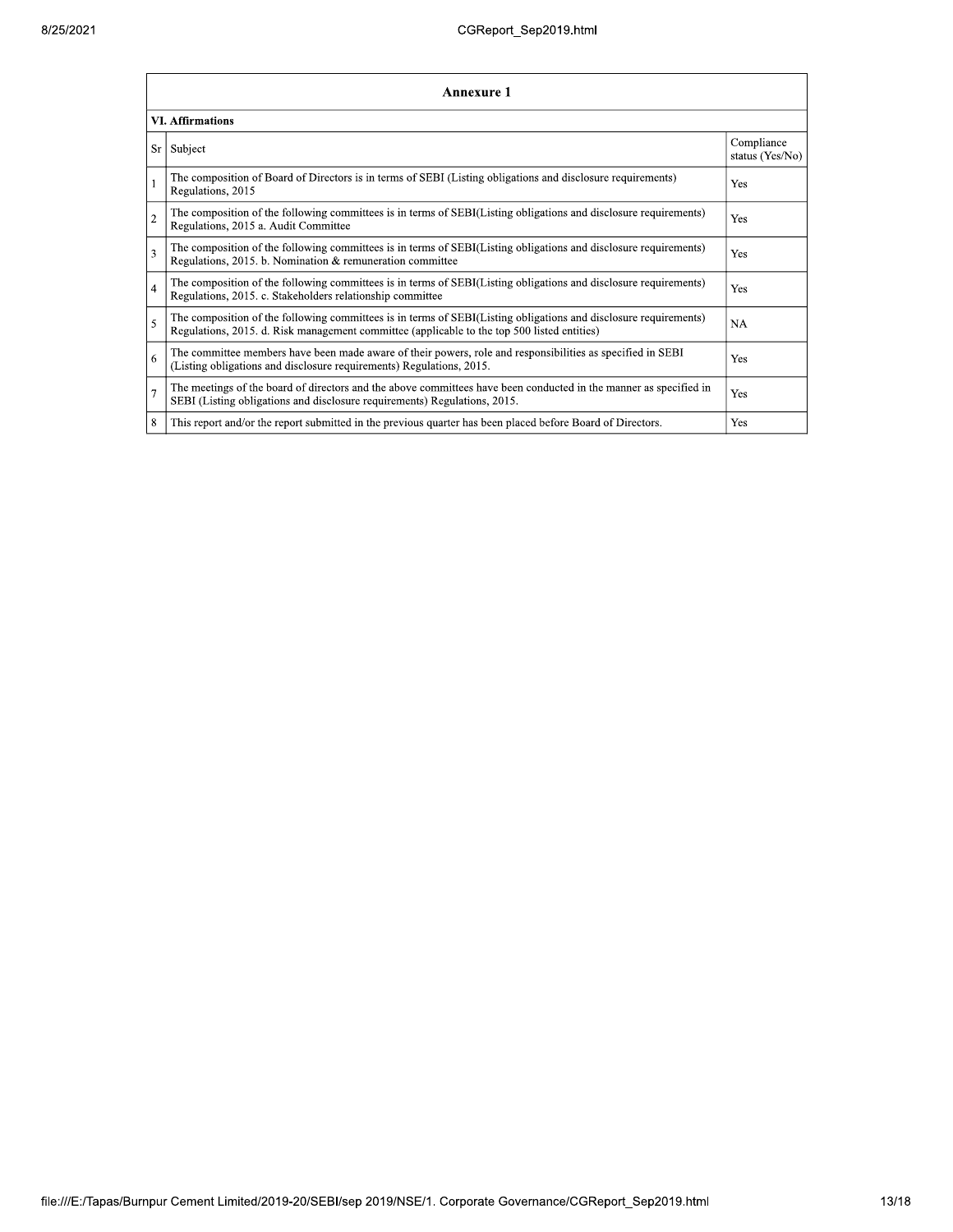## Annexure 1

### VI. Affirmations

| Sr | Subject | Compliance status (Yes/No) |
|---|---|---|
| 1 | The composition of Board of Directors is in terms of SEBI (Listing obligations and disclosure requirements) Regulations, 2015 | Yes |
| 2 | The composition of the following committees is in terms of SEBI(Listing obligations and disclosure requirements) Regulations, 2015 a. Audit Committee | Yes |
| 3 | The composition of the following committees is in terms of SEBI(Listing obligations and disclosure requirements) Regulations, 2015. b. Nomination & remuneration committee | Yes |
| 4 | The composition of the following committees is in terms of SEBI(Listing obligations and disclosure requirements) Regulations, 2015. c. Stakeholders relationship committee | Yes |
| 5 | The composition of the following committees is in terms of SEBI(Listing obligations and disclosure requirements) Regulations, 2015. d. Risk management committee (applicable to the top 500 listed entities) | NA |
| 6 | The committee members have been made aware of their powers, role and responsibilities as specified in SEBI (Listing obligations and disclosure requirements) Regulations, 2015. | Yes |
| 7 | The meetings of the board of directors and the above committees have been conducted in the manner as specified in SEBI (Listing obligations and disclosure requirements) Regulations, 2015. | Yes |
| 8 | This report and/or the report submitted in the previous quarter has been placed before Board of Directors. | Yes |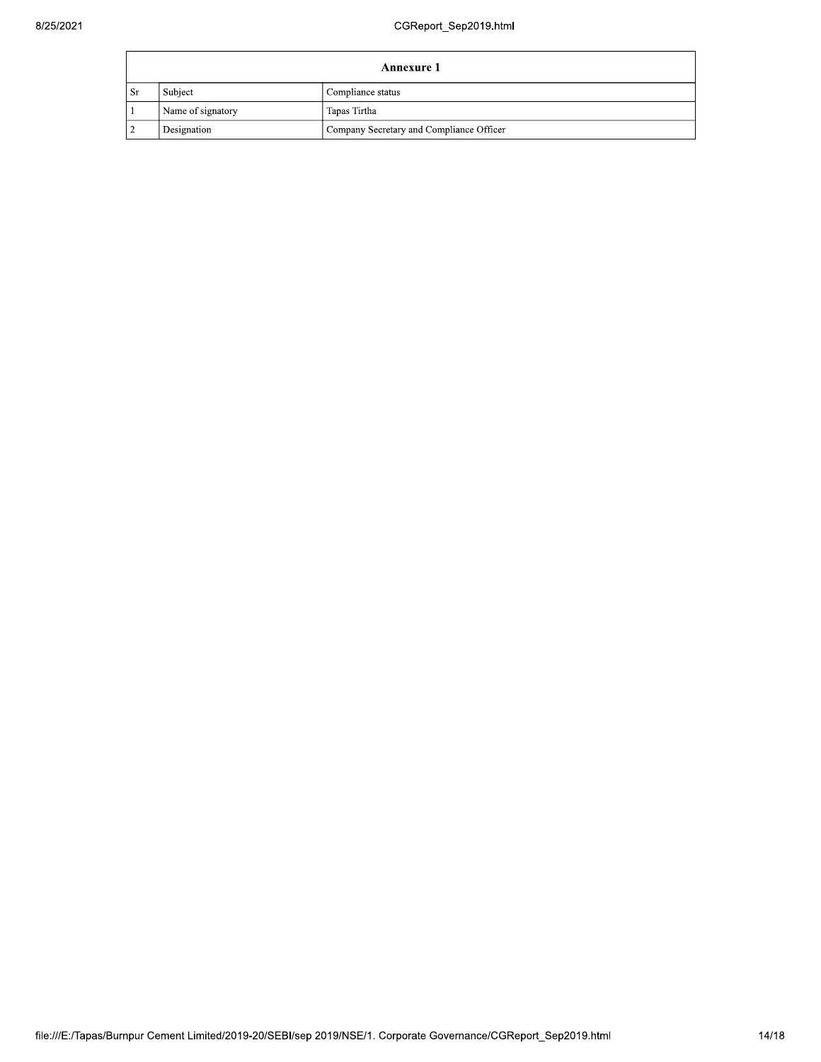| Annexure 1 | | |
|---|---|---|
| Sr | Subject | Compliance status |
| 1 | Name of signatory | Tapas Tirtha |
| 2 | Designation | Company Secretary and Compliance Officer |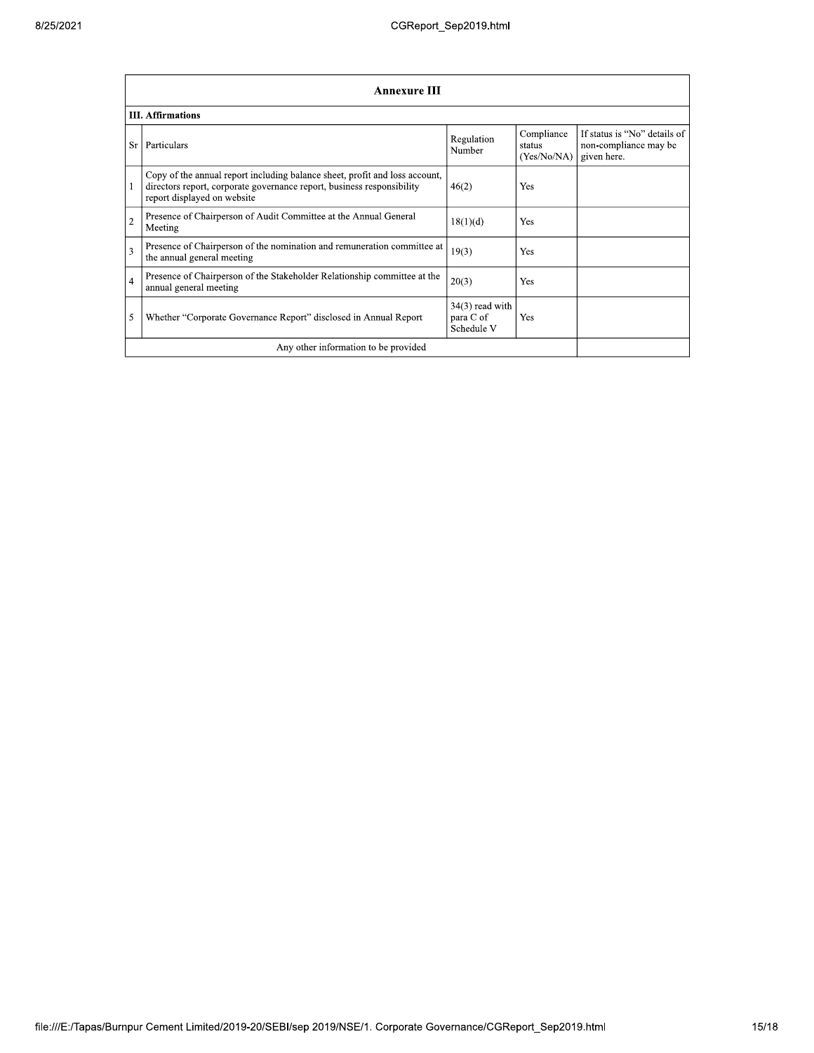| Annexure III | | | | |
|---|---|---|---|---|
| **III. Affirmations** | | | | |
| Sr | Particulars | Regulation Number | Compliance status (Yes/No/NA) | If status is "No" details of non-compliance may be given here. |
| 1 | Copy of the annual report including balance sheet, profit and loss account, directors report, corporate governance report, business responsibility report displayed on website | 46(2) | Yes | |
| 2 | Presence of Chairperson of Audit Committee at the Annual General Meeting | 18(1)(d) | Yes | |
| 3 | Presence of Chairperson of the nomination and remuneration committee at the annual general meeting | 19(3) | Yes | |
| 4 | Presence of Chairperson of the Stakeholder Relationship committee at the annual general meeting | 20(3) | Yes | |
| 5 | Whether "Corporate Governance Report" disclosed in Annual Report | 34(3) read with para C of Schedule V | Yes | |
| Any other information to be provided | | | | |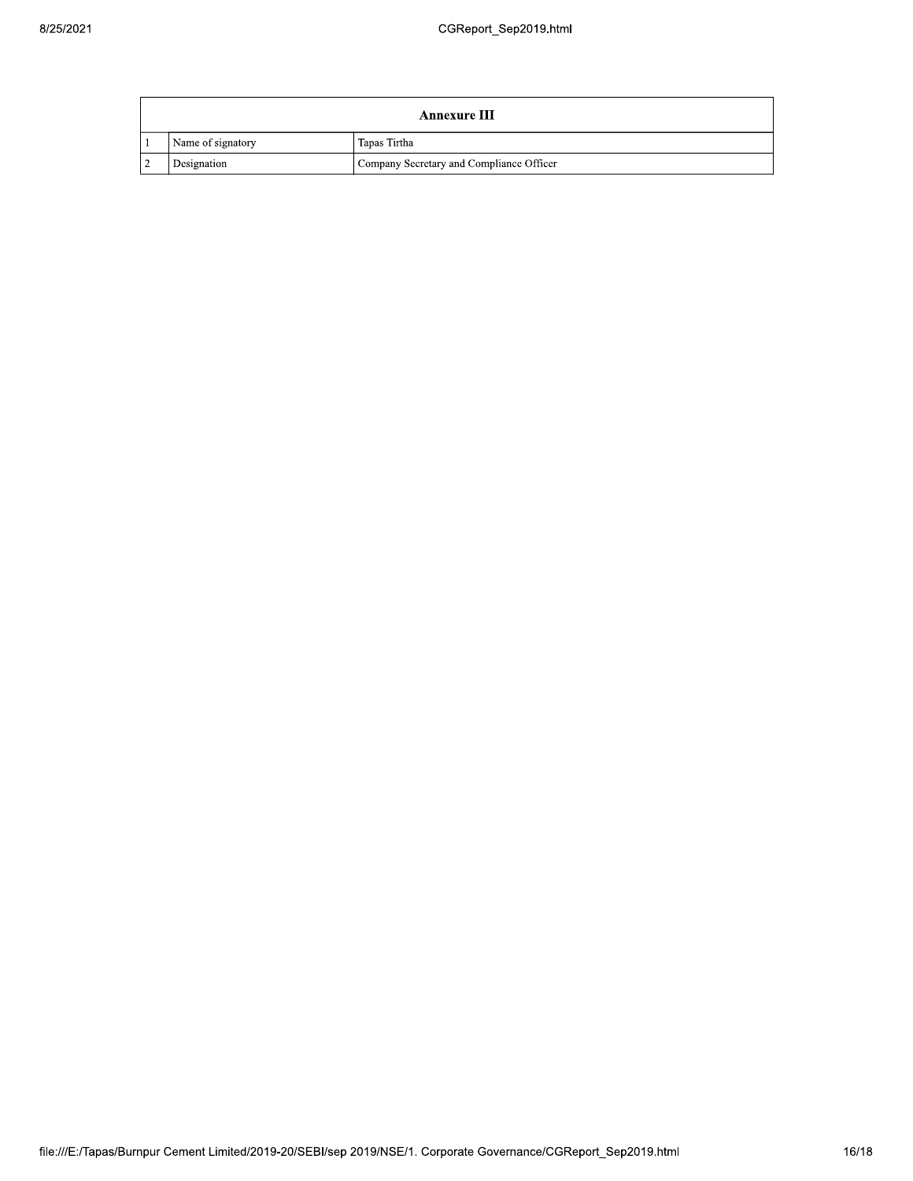| Annexure III | | |
|---|---|---|
| 1 | Name of signatory | Tapas Tirtha |
| 2 | Designation | Company Secretary and Compliance Officer |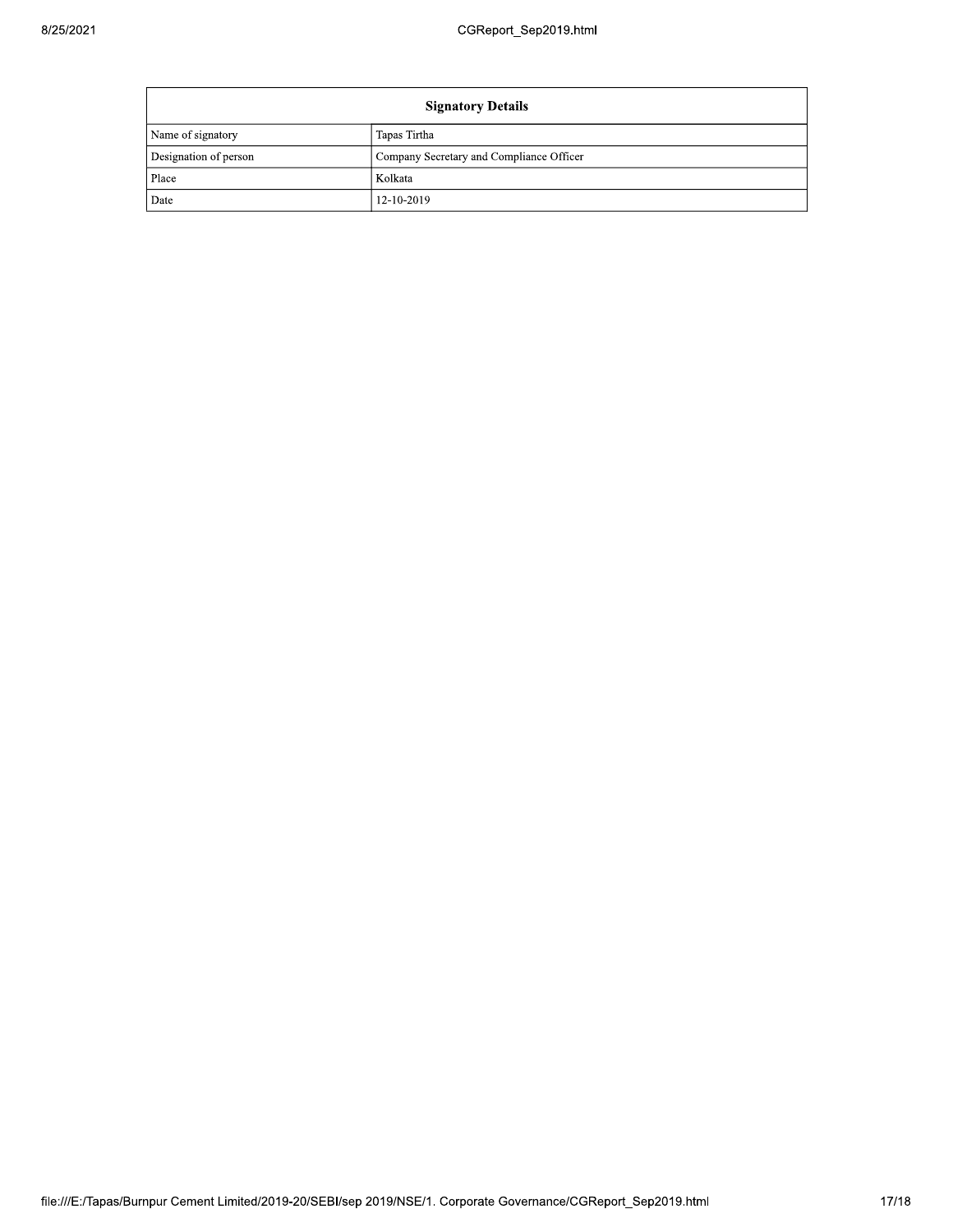| Signatory Details | |
|---|---|
| Name of signatory | Tapas Tirtha |
| Designation of person | Company Secretary and Compliance Officer |
| Place | Kolkata |
| Date | 12-10-2019 |